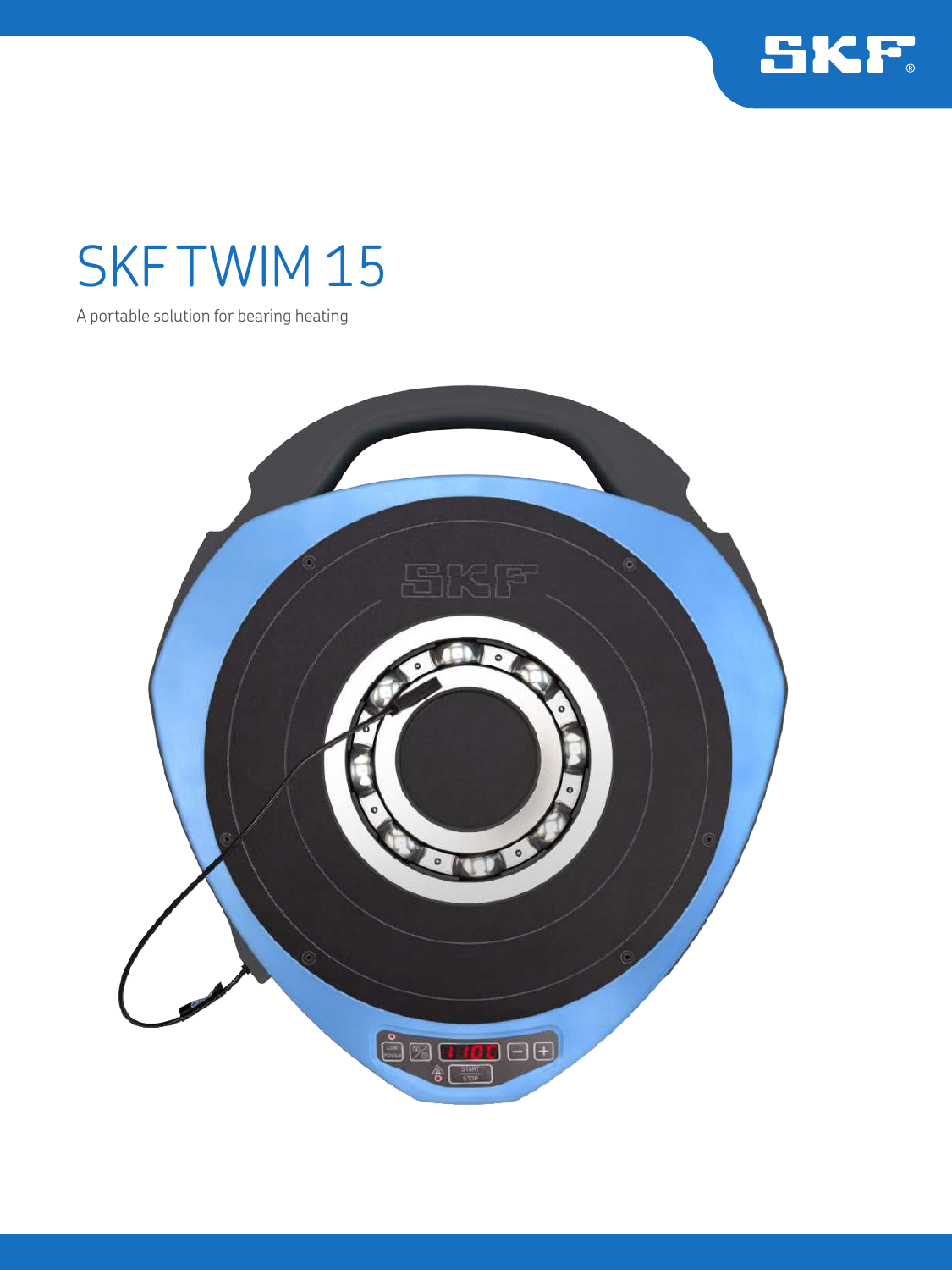# SKF TWIM 15

A portable solution for bearing heating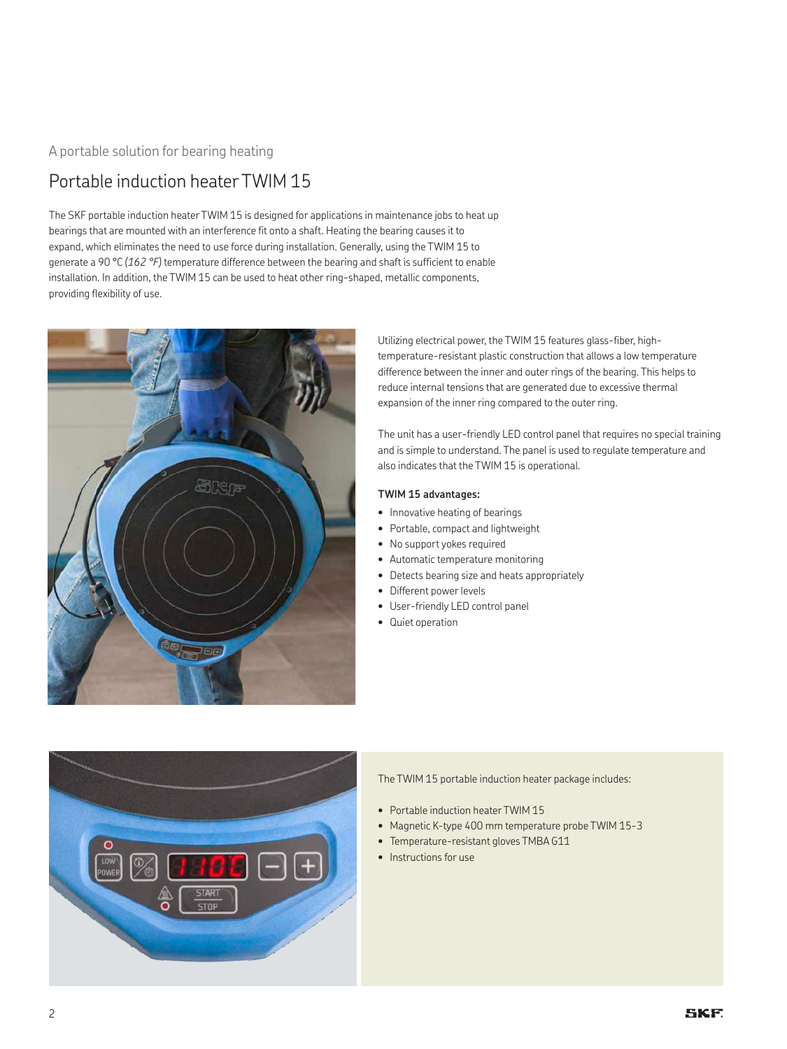A portable solution for bearing heating

# Portable induction heater TWIM 15

The SKF portable induction heater TWIM 15 is designed for applications in maintenance jobs to heat up bearings that are mounted with an interference fit onto a shaft. Heating the bearing causes it to expand, which eliminates the need to use force during installation. Generally, using the TWIM 15 to generate a 90 °C *(162 °F)* temperature difference between the bearing and shaft is sufficient to enable installation. In addition, the TWIM 15 can be used to heat other ring-shaped, metallic components, providing flexibility of use.

Utilizing electrical power, the TWIM 15 features glass-fiber, high-temperature-resistant plastic construction that allows a low temperature difference between the inner and outer rings of the bearing. This helps to reduce internal tensions that are generated due to excessive thermal expansion of the inner ring compared to the outer ring.

The unit has a user-friendly LED control panel that requires no special training and is simple to understand. The panel is used to regulate temperature and also indicates that the TWIM 15 is operational.

**TWIM 15 advantages:**

- Innovative heating of bearings
- Portable, compact and lightweight
- No support yokes required
- Automatic temperature monitoring
- Detects bearing size and heats appropriately
- Different power levels
- User-friendly LED control panel
- Quiet operation

The TWIM 15 portable induction heater package includes:

- Portable induction heater TWIM 15
- Magnetic K-type 400 mm temperature probe TWIM 15-3
- Temperature-resistant gloves TMBA G11
- Instructions for use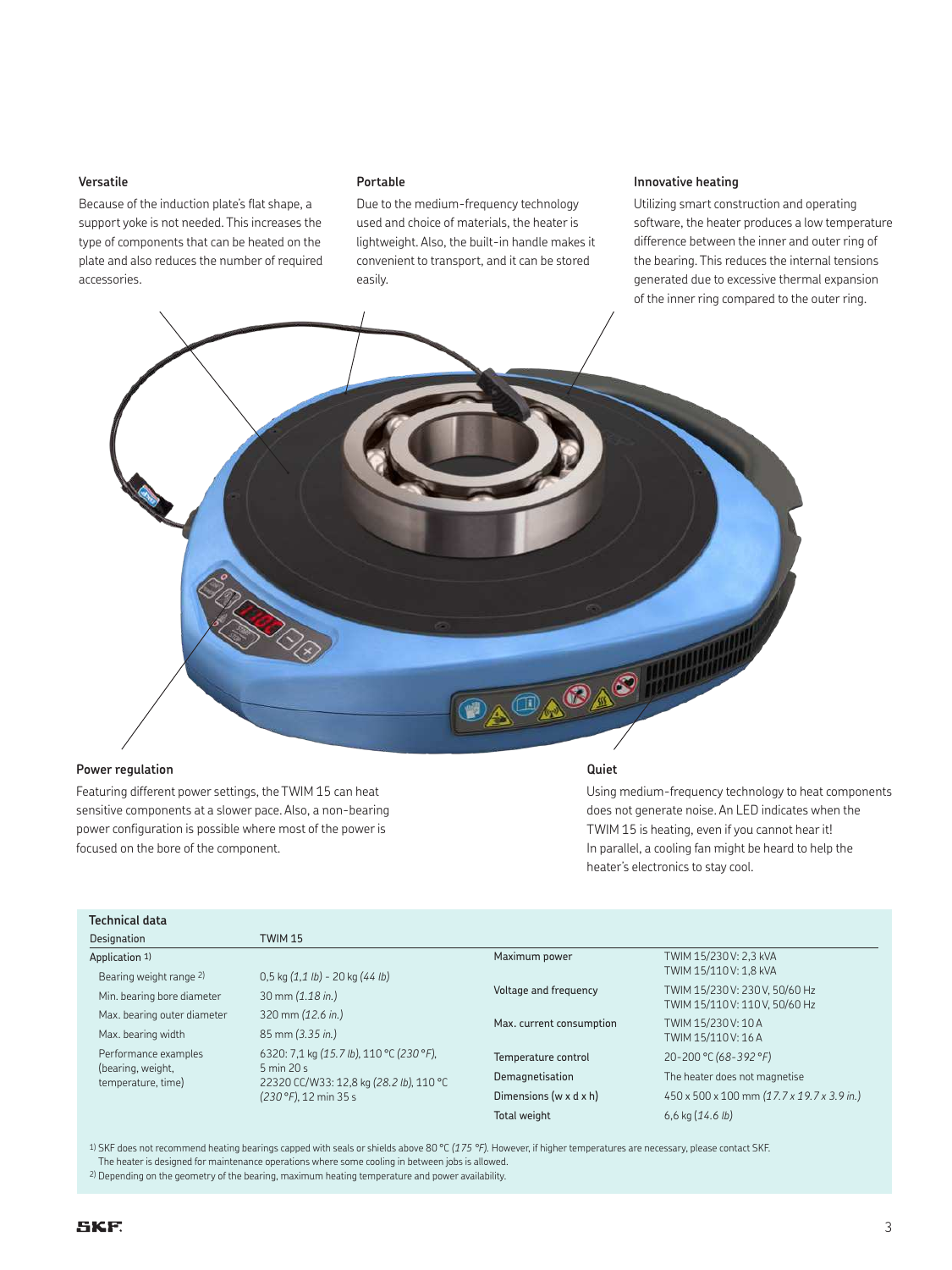### Versatile

Because of the induction plate's flat shape, a support yoke is not needed. This increases the type of components that can be heated on the plate and also reduces the number of required accessories.

### Portable

Due to the medium-frequency technology used and choice of materials, the heater is lightweight. Also, the built-in handle makes it convenient to transport, and it can be stored easily.

### Innovative heating

Utilizing smart construction and operating software, the heater produces a low temperature difference between the inner and outer ring of the bearing. This reduces the internal tensions generated due to excessive thermal expansion of the inner ring compared to the outer ring.

### Power regulation

Featuring different power settings, the TWIM 15 can heat sensitive components at a slower pace. Also, a non-bearing power configuration is possible where most of the power is focused on the bore of the component.

### Quiet

Using medium-frequency technology to heat components does not generate noise. An LED indicates when the TWIM 15 is heating, even if you cannot hear it! In parallel, a cooling fan might be heard to help the heater's electronics to stay cool.

### Technical data

| Designation | TWIM 15 |
|---|---|
| Application [1] | |
| Bearing weight range [2] | 0,5 kg *(1,1 lb)* - 20 kg *(44 lb)* |
| Min. bearing bore diameter | 30 mm *(1.18 in.)* |
| Max. bearing outer diameter | 320 mm *(12.6 in.)* |
| Max. bearing width | 85 mm *(3.35 in.)* |
| Performance examples (bearing, weight, temperature, time) | 6320: 7,1 kg *(15.7 lb)*, 110 °C *(230 °F)*, 5 min 20 s<br>22320 CC/W33: 12,8 kg *(28.2 lb)*, 110 °C *(230 °F)*, 12 min 35 s |
| Maximum power | TWIM 15/230V: 2,3 kVA<br>TWIM 15/110V: 1,8 kVA |
| Voltage and frequency | TWIM 15/230V: 230V, 50/60 Hz<br>TWIM 15/110V: 110V, 50/60 Hz |
| Max. current consumption | TWIM 15/230V: 10 A<br>TWIM 15/110V: 16 A |
| Temperature control | 20–200 °C *(68–392 °F)* |
| Demagnetisation | The heater does not magnetise |
| Dimensions (w x d x h) | 450 x 500 x 100 mm *(17.7 x 19.7 x 3.9 in.)* |
| Total weight | 6,6 kg *(14.6 lb)* |

[1] SKF does not recommend heating bearings capped with seals or shields above 80 °C *(175 °F)*. However, if higher temperatures are necessary, please contact SKF. The heater is designed for maintenance operations where some cooling in between jobs is allowed.

[2] Depending on the geometry of the bearing, maximum heating temperature and power availability.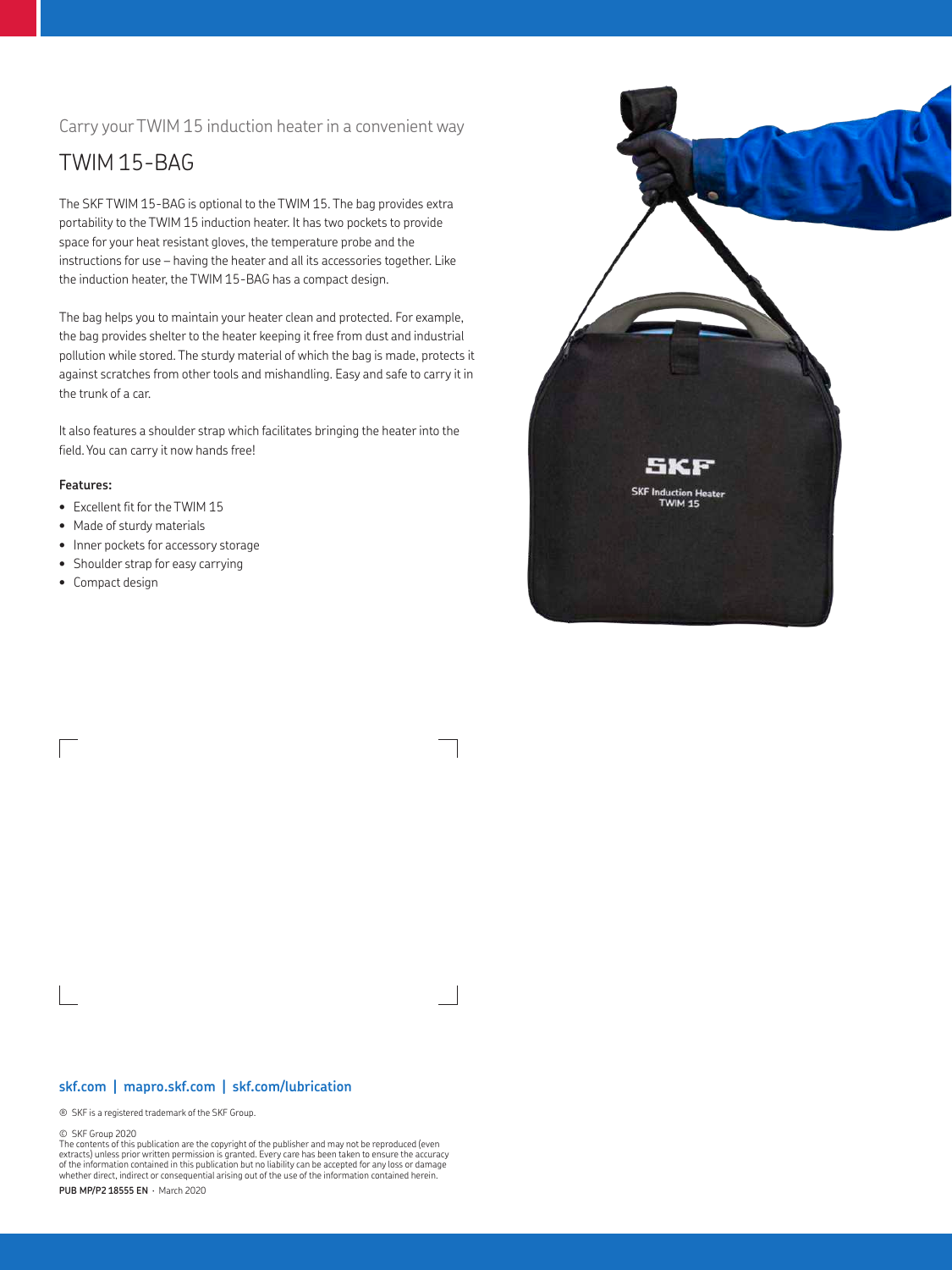Carry your TWIM 15 induction heater in a convenient way

# TWIM 15-BAG

The SKF TWIM 15-BAG is optional to the TWIM 15. The bag provides extra portability to the TWIM 15 induction heater. It has two pockets to provide space for your heat resistant gloves, the temperature probe and the instructions for use – having the heater and all its accessories together. Like the induction heater, the TWIM 15-BAG has a compact design.

The bag helps you to maintain your heater clean and protected. For example, the bag provides shelter to the heater keeping it free from dust and industrial pollution while stored. The sturdy material of which the bag is made, protects it against scratches from other tools and mishandling. Easy and safe to carry it in the trunk of a car.

It also features a shoulder strap which facilitates bringing the heater into the field. You can carry it now hands free!

**Features:**

- Excellent fit for the TWIM 15
- Made of sturdy materials
- Inner pockets for accessory storage
- Shoulder strap for easy carrying
- Compact design

**skf.com | mapro.skf.com | skf.com/lubrication**

® SKF is a registered trademark of the SKF Group.

© SKF Group 2020
The contents of this publication are the copyright of the publisher and may not be reproduced (even extracts) unless prior written permission is granted. Every care has been taken to ensure the accuracy of the information contained in this publication but no liability can be accepted for any loss or damage whether direct, indirect or consequential arising out of the use of the information contained herein.

**PUB MP/P2 18555 EN** · March 2020